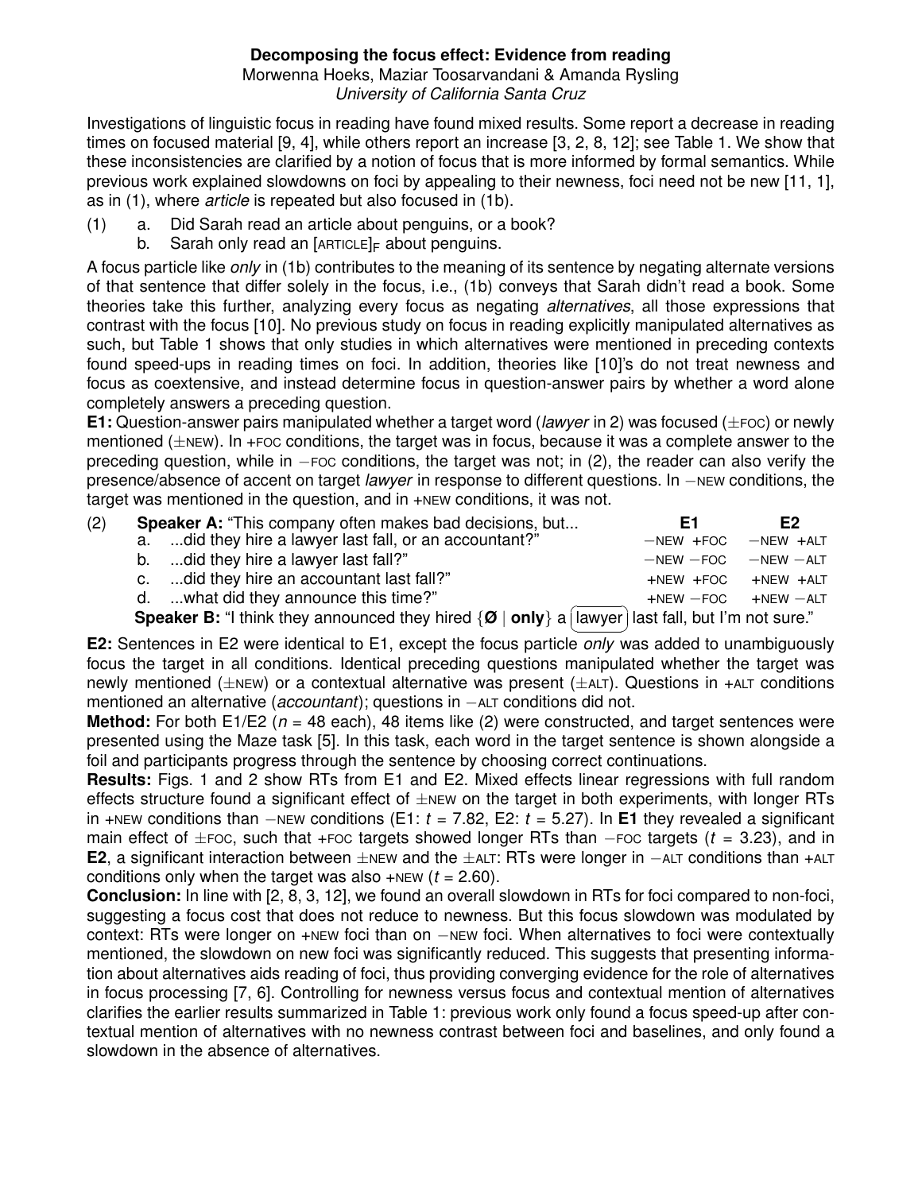# Decomposing the focus effect: Evidence from reading

Morwenna Hoeks, Maziar Toosarvandani & Amanda Rysling
*University of California Santa Cruz*

Investigations of linguistic focus in reading have found mixed results. Some report a decrease in reading times on focused material [9, 4], while others report an increase [3, 2, 8, 12]; see Table 1. We show that these inconsistencies are clarified by a notion of focus that is more informed by formal semantics. While previous work explained slowdowns on foci by appealing to their newness, foci need not be new [11, 1], as in (1), where *article* is repeated but also focused in (1b).

(1) a. Did Sarah read an article about penguins, or a book?
  b. Sarah only read an [ARTICLE]$_F$ about penguins.

A focus particle like *only* in (1b) contributes to the meaning of its sentence by negating alternate versions of that sentence that differ solely in the focus, i.e., (1b) conveys that Sarah didn't read a book. Some theories take this further, analyzing every focus as negating *alternatives*, all those expressions that contrast with the focus [10]. No previous study on focus in reading explicitly manipulated alternatives as such, but Table 1 shows that only studies in which alternatives were mentioned in preceding contexts found speed-ups in reading times on foci. In addition, theories like [10]'s do not treat newness and focus as coextensive, and instead determine focus in question-answer pairs by whether a word alone completely answers a preceding question.

**E1:** Question-answer pairs manipulated whether a target word (*lawyer* in 2) was focused (±FOC) or newly mentioned (±NEW). In +FOC conditions, the target was in focus, because it was a complete answer to the preceding question, while in −FOC conditions, the target was not; in (2), the reader can also verify the presence/absence of accent on target *lawyer* in response to different questions. In −NEW conditions, the target was mentioned in the question, and in +NEW conditions, it was not.

(2) **Speaker A:** "This company often makes bad decisions, but...

| | | E1 | E2 |
|---|---|---|---|
| a. | ...did they hire a lawyer last fall, or an accountant?" | −NEW +FOC | −NEW +ALT |
| b. | ...did they hire a lawyer last fall?" | −NEW −FOC | −NEW −ALT |
| c. | ...did they hire an accountant last fall?" | +NEW +FOC | +NEW +ALT |
| d. | ...what did they announce this time?" | +NEW −FOC | +NEW −ALT |

**Speaker B:** "I think they announced they hired {**Ø** | **only**} a [lawyer] last fall, but I'm not sure."

**E2:** Sentences in E2 were identical to E1, except the focus particle *only* was added to unambiguously focus the target in all conditions. Identical preceding questions manipulated whether the target was newly mentioned (±NEW) or a contextual alternative was present (±ALT). Questions in +ALT conditions mentioned an alternative (*accountant*); questions in −ALT conditions did not.

**Method:** For both E1/E2 ($n$ = 48 each), 48 items like (2) were constructed, and target sentences were presented using the Maze task [5]. In this task, each word in the target sentence is shown alongside a foil and participants progress through the sentence by choosing correct continuations.

**Results:** Figs. 1 and 2 show RTs from E1 and E2. Mixed effects linear regressions with full random effects structure found a significant effect of ±NEW on the target in both experiments, with longer RTs in +NEW conditions than −NEW conditions (E1: $t$ = 7.82, E2: $t$ = 5.27). In **E1** they revealed a significant main effect of ±FOC, such that +FOC targets showed longer RTs than −FOC targets ($t$ = 3.23), and in **E2**, a significant interaction between ±NEW and the ±ALT: RTs were longer in −ALT conditions than +ALT conditions only when the target was also +NEW ($t$ = 2.60).

**Conclusion:** In line with [2, 8, 3, 12], we found an overall slowdown in RTs for foci compared to non-foci, suggesting a focus cost that does not reduce to newness. But this focus slowdown was modulated by context: RTs were longer on +NEW foci than on −NEW foci. When alternatives to foci were contextually mentioned, the slowdown on new foci was significantly reduced. This suggests that presenting information about alternatives aids reading of foci, thus providing converging evidence for the role of alternatives in focus processing [7, 6]. Controlling for newness versus focus and contextual mention of alternatives clarifies the earlier results summarized in Table 1: previous work only found a focus speed-up after contextual mention of alternatives with no newness contrast between foci and baselines, and only found a slowdown in the absence of alternatives.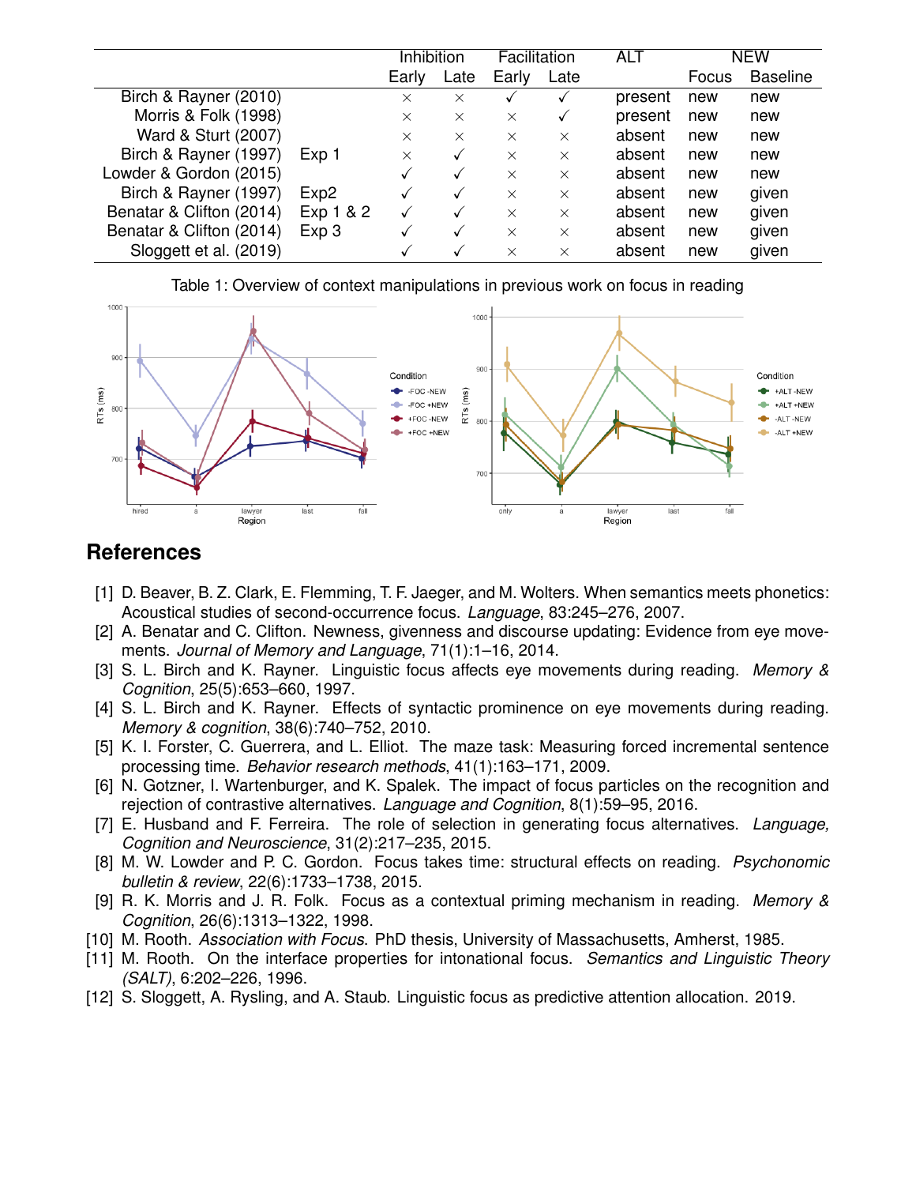| | | Inhibition | | Facilitation | | ALT | NEW | |
|---|---|---|---|---|---|---|---|---|
| | | Early | Late | Early | Late | | Focus | Baseline |
| Birch & Rayner (2010) | | × | × | ✓ | ✓ | present | new | new |
| Morris & Folk (1998) | | × | × | × | ✓ | present | new | new |
| Ward & Sturt (2007) | | × | × | × | × | absent | new | new |
| Birch & Rayner (1997) | Exp 1 | × | ✓ | × | × | absent | new | new |
| Lowder & Gordon (2015) | | ✓ | ✓ | × | × | absent | new | new |
| Birch & Rayner (1997) | Exp2 | ✓ | ✓ | × | × | absent | new | given |
| Benatar & Clifton (2014) | Exp 1 & 2 | ✓ | ✓ | × | × | absent | new | given |
| Benatar & Clifton (2014) | Exp 3 | ✓ | ✓ | × | × | absent | new | given |
| Sloggett et al. (2019) | | ✓ | ✓ | × | × | absent | new | given |

Table 1: Overview of context manipulations in previous work on focus in reading

RTs (ms)
1000
900
800
700
hired
a
lawyer
last
fall
Region
Condition
-FOC -NEW
-FOC +NEW
+FOC -NEW
+FOC +NEW

RTs (ms)
1000
900
800
700
only
a
lawyer
last
fall
Region
Condition
+ALT -NEW
+ALT +NEW
-ALT -NEW
-ALT +NEW

## References

[1] D. Beaver, B. Z. Clark, E. Flemming, T. F. Jaeger, and M. Wolters. When semantics meets phonetics: Acoustical studies of second-occurrence focus. *Language*, 83:245–276, 2007.

[2] A. Benatar and C. Clifton. Newness, givenness and discourse updating: Evidence from eye movements. *Journal of Memory and Language*, 71(1):1–16, 2014.

[3] S. L. Birch and K. Rayner. Linguistic focus affects eye movements during reading. *Memory & Cognition*, 25(5):653–660, 1997.

[4] S. L. Birch and K. Rayner. Effects of syntactic prominence on eye movements during reading. *Memory & cognition*, 38(6):740–752, 2010.

[5] K. I. Forster, C. Guerrera, and L. Elliot. The maze task: Measuring forced incremental sentence processing time. *Behavior research methods*, 41(1):163–171, 2009.

[6] N. Gotzner, I. Wartenburger, and K. Spalek. The impact of focus particles on the recognition and rejection of contrastive alternatives. *Language and Cognition*, 8(1):59–95, 2016.

[7] E. Husband and F. Ferreira. The role of selection in generating focus alternatives. *Language, Cognition and Neuroscience*, 31(2):217–235, 2015.

[8] M. W. Lowder and P. C. Gordon. Focus takes time: structural effects on reading. *Psychonomic bulletin & review*, 22(6):1733–1738, 2015.

[9] R. K. Morris and J. R. Folk. Focus as a contextual priming mechanism in reading. *Memory & Cognition*, 26(6):1313–1322, 1998.

[10] M. Rooth. *Association with Focus*. PhD thesis, University of Massachusetts, Amherst, 1985.

[11] M. Rooth. On the interface properties for intonational focus. *Semantics and Linguistic Theory (SALT)*, 6:202–226, 1996.

[12] S. Sloggett, A. Rysling, and A. Staub. Linguistic focus as predictive attention allocation. 2019.